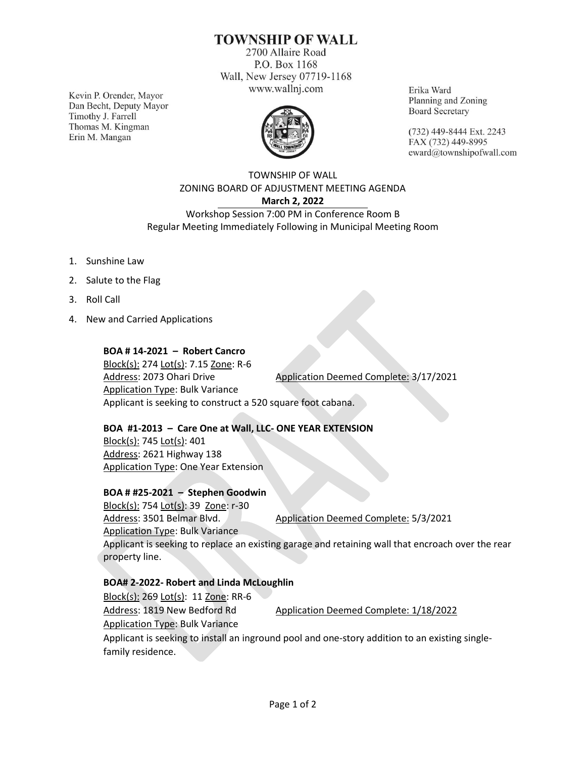# TOWNSHIP OF WALL

2700 Allaire Road
P.O. Box 1168
Wall, New Jersey 07719-1168
www.wallnj.com

Kevin P. Orender, Mayor
Dan Becht, Deputy Mayor
Timothy J. Farrell
Thomas M. Kingman
Erin M. Mangan

Erika Ward
Planning and Zoning
Board Secretary

(732) 449-8444 Ext. 2243
FAX (732) 449-8995
eward@townshipofwall.com

TOWNSHIP OF WALL
ZONING BOARD OF ADJUSTMENT MEETING AGENDA
**March 2, 2022**
Workshop Session 7:00 PM in Conference Room B
Regular Meeting Immediately Following in Municipal Meeting Room

1. Sunshine Law
2. Salute to the Flag
3. Roll Call
4. New and Carried Applications

**BOA # 14-2021 – Robert Cancro**
Block(s): 274 Lot(s): 7.15 Zone: R-6
Address: 2073 Ohari Drive Application Deemed Complete: 3/17/2021
Application Type: Bulk Variance
Applicant is seeking to construct a 520 square foot cabana.

**BOA #1-2013 – Care One at Wall, LLC- ONE YEAR EXTENSION**
Block(s): 745 Lot(s): 401
Address: 2621 Highway 138
Application Type: One Year Extension

**BOA # #25-2021 – Stephen Goodwin**
Block(s): 754 Lot(s): 39 Zone: r-30
Address: 3501 Belmar Blvd. Application Deemed Complete: 5/3/2021
Application Type: Bulk Variance
Applicant is seeking to replace an existing garage and retaining wall that encroach over the rear property line.

**BOA# 2-2022- Robert and Linda McLoughlin**
Block(s): 269 Lot(s): 11 Zone: RR-6
Address: 1819 New Bedford Rd Application Deemed Complete: 1/18/2022
Application Type: Bulk Variance
Applicant is seeking to install an inground pool and one-story addition to an existing single-family residence.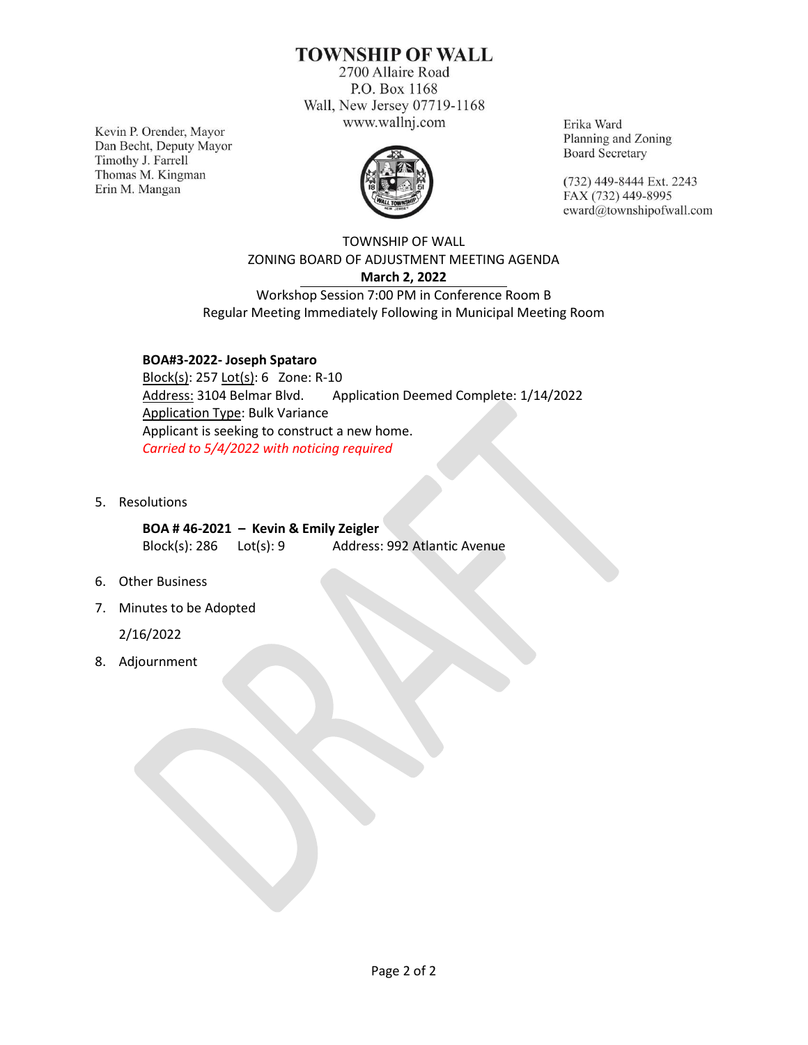# TOWNSHIP OF WALL

2700 Allaire Road
P.O. Box 1168
Wall, New Jersey 07719-1168
www.wallnj.com

Kevin P. Orender, Mayor
Dan Becht, Deputy Mayor
Timothy J. Farrell
Thomas M. Kingman
Erin M. Mangan

Erika Ward
Planning and Zoning
Board Secretary

(732) 449-8444 Ext. 2243
FAX (732) 449-8995
eward@townshipofwall.com

TOWNSHIP OF WALL
ZONING BOARD OF ADJUSTMENT MEETING AGENDA
**March 2, 2022**
Workshop Session 7:00 PM in Conference Room B
Regular Meeting Immediately Following in Municipal Meeting Room

**BOA#3-2022- Joseph Spataro**
Block(s): 257 Lot(s): 6 Zone: R-10
Address: 3104 Belmar Blvd. Application Deemed Complete: 1/14/2022
Application Type: Bulk Variance
Applicant is seeking to construct a new home.
*Carried to 5/4/2022 with noticing required*

5. Resolutions

   **BOA # 46-2021 – Kevin & Emily Zeigler**
   Block(s): 286 Lot(s): 9 Address: 992 Atlantic Avenue

6. Other Business
7. Minutes to be Adopted

   2/16/2022

8. Adjournment

DRAFT